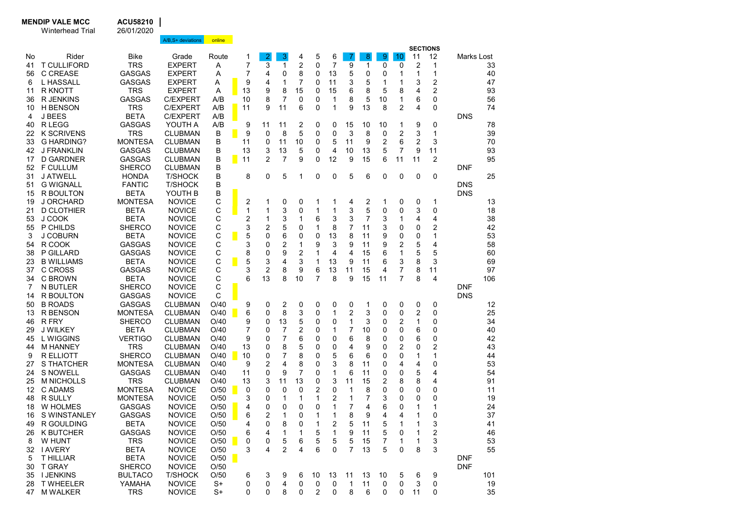**MENDIP VALE MCC** **ACU58210**

Winterhead Trial 26/01/2020

A/B,S+ deviations | online

| No | Rider | Bike | Grade | Route | 1 | 2 | 3 | 4 | 5 | 6 | 7 | 8 | 9 | 10 | 11 | 12 | Marks Lost |
|---|---|---|---|---|---|---|---|---|---|---|---|---|---|---|---|---|---|
| | | | | | SECTIONS | | | | | | | | | | | | |
| 41 | T CULLIFORD | TRS | EXPERT | A | 7 | 3 | 1 | 2 | 0 | 7 | 9 | 1 | 0 | 0 | 2 | 1 | 33 |
| 56 | C CREASE | GASGAS | EXPERT | A | 7 | 4 | 0 | 8 | 0 | 13 | 5 | 0 | 0 | 1 | 1 | 1 | 40 |
| 6 | L HASSALL | GASGAS | EXPERT | A | 9 | 4 | 1 | 7 | 0 | 11 | 3 | 5 | 1 | 1 | 3 | 2 | 47 |
| 11 | R KNOTT | TRS | EXPERT | A | 13 | 9 | 8 | 15 | 0 | 15 | 6 | 8 | 5 | 8 | 4 | 2 | 93 |
| 36 | R JENKINS | GASGAS | C/EXPERT | A/B | 10 | 8 | 7 | 0 | 0 | 1 | 8 | 5 | 10 | 1 | 6 | 0 | 56 |
| 10 | H BENSON | TRS | C/EXPERT | A/B | 11 | 9 | 11 | 6 | 0 | 1 | 9 | 13 | 8 | 2 | 4 | 0 | 74 |
| 4 | J BEES | BETA | C/EXPERT | A/B | | | | | | | | | | | | | DNS |
| 40 | R LEGG | GASGAS | YOUTH A | A/B | 9 | 11 | 11 | 2 | 0 | 0 | 15 | 10 | 10 | 1 | 9 | 0 | 78 |
| 22 | K SCRIVENS | TRS | CLUBMAN | B | 9 | 0 | 8 | 5 | 0 | 0 | 3 | 8 | 0 | 2 | 3 | 1 | 39 |
| 33 | G HARDING? | MONTESA | CLUBMAN | B | 11 | 0 | 11 | 10 | 0 | 5 | 11 | 9 | 2 | 6 | 2 | 3 | 70 |
| 42 | J FRANKLIN | GASGAS | CLUBMAN | B | 13 | 3 | 13 | 5 | 0 | 4 | 10 | 13 | 5 | 7 | 9 | 11 | 93 |
| 17 | D GARDNER | GASGAS | CLUBMAN | B | 11 | 2 | 7 | 9 | 0 | 12 | 9 | 15 | 6 | 11 | 11 | 2 | 95 |
| 52 | F CULLUM | SHERCO | CLUBMAN | B | | | | | | | | | | | | | DNF |
| 31 | J ATWELL | HONDA | T/SHOCK | B | 8 | 0 | 5 | 1 | 0 | 0 | 5 | 6 | 0 | 0 | 0 | 0 | 25 |
| 51 | G WIGNALL | FANTIC | T/SHOCK | B | | | | | | | | | | | | | DNS |
| 15 | R BOULTON | BETA | YOUTH B | B | | | | | | | | | | | | | DNS |
| 19 | J ORCHARD | MONTESA | NOVICE | C | 2 | 1 | 0 | 0 | 1 | 1 | 4 | 2 | 1 | 0 | 0 | 1 | 13 |
| 21 | D CLOTHIER | BETA | NOVICE | C | 1 | 1 | 3 | 0 | 1 | 1 | 3 | 5 | 0 | 0 | 3 | 0 | 18 |
| 53 | J COOK | BETA | NOVICE | C | 2 | 1 | 3 | 1 | 6 | 3 | 3 | 7 | 3 | 1 | 4 | 4 | 38 |
| 55 | P CHILDS | SHERCO | NOVICE | C | 3 | 2 | 5 | 0 | 1 | 8 | 7 | 11 | 3 | 0 | 0 | 2 | 42 |
| 3 | J COBURN | BETA | NOVICE | C | 5 | 0 | 6 | 0 | 0 | 13 | 8 | 11 | 9 | 0 | 0 | 1 | 53 |
| 54 | R COOK | GASGAS | NOVICE | C | 3 | 0 | 2 | 1 | 9 | 3 | 9 | 11 | 9 | 2 | 5 | 4 | 58 |
| 38 | P GILLARD | GASGAS | NOVICE | C | 8 | 0 | 9 | 2 | 1 | 4 | 4 | 15 | 6 | 1 | 5 | 5 | 60 |
| 23 | B WILLIAMS | BETA | NOVICE | C | 5 | 3 | 4 | 3 | 1 | 13 | 9 | 11 | 6 | 3 | 8 | 3 | 69 |
| 37 | C CROSS | GASGAS | NOVICE | C | 3 | 2 | 8 | 9 | 6 | 13 | 11 | 15 | 4 | 7 | 8 | 11 | 97 |
| 34 | C BROWN | BETA | NOVICE | C | 6 | 13 | 8 | 10 | 7 | 8 | 9 | 15 | 11 | 7 | 8 | 4 | 106 |
| 7 | N BUTLER | SHERCO | NOVICE | C | | | | | | | | | | | | | DNF |
| 14 | R BOULTON | GASGAS | NOVICE | C | | | | | | | | | | | | | DNS |
| 50 | B ROADS | GASGAS | CLUBMAN | O/40 | 9 | 0 | 2 | 0 | 0 | 0 | 0 | 1 | 0 | 0 | 0 | 0 | 12 |
| 13 | R BENSON | MONTESA | CLUBMAN | O/40 | 6 | 0 | 8 | 3 | 0 | 1 | 2 | 3 | 0 | 0 | 2 | 0 | 25 |
| 46 | R FRY | SHERCO | CLUBMAN | O/40 | 9 | 0 | 13 | 5 | 0 | 0 | 1 | 3 | 0 | 2 | 1 | 0 | 34 |
| 29 | J WILKEY | BETA | CLUBMAN | O/40 | 7 | 0 | 7 | 2 | 0 | 1 | 7 | 10 | 0 | 0 | 6 | 0 | 40 |
| 45 | L WIGGINS | VERTIGO | CLUBMAN | O/40 | 9 | 0 | 7 | 6 | 0 | 0 | 6 | 8 | 0 | 0 | 6 | 0 | 42 |
| 44 | M HANNEY | TRS | CLUBMAN | O/40 | 13 | 0 | 8 | 5 | 0 | 0 | 4 | 9 | 0 | 2 | 0 | 2 | 43 |
| 9 | R ELLIOTT | SHERCO | CLUBMAN | O/40 | 10 | 0 | 7 | 8 | 0 | 5 | 6 | 6 | 0 | 0 | 1 | 1 | 44 |
| 27 | S THATCHER | MONTESA | CLUBMAN | O/40 | 9 | 2 | 4 | 8 | 0 | 3 | 8 | 11 | 0 | 4 | 4 | 0 | 53 |
| 24 | S NOWELL | GASGAS | CLUBMAN | O/40 | 11 | 0 | 9 | 7 | 0 | 1 | 6 | 11 | 0 | 0 | 5 | 4 | 54 |
| 25 | M NICHOLLS | TRS | CLUBMAN | O/40 | 13 | 3 | 11 | 13 | 0 | 3 | 11 | 15 | 2 | 8 | 8 | 4 | 91 |
| 12 | C ADAMS | MONTESA | NOVICE | O/50 | 0 | 0 | 0 | 0 | 2 | 0 | 1 | 8 | 0 | 0 | 0 | 0 | 11 |
| 48 | R SULLY | MONTESA | NOVICE | O/50 | 3 | 0 | 1 | 1 | 1 | 2 | 1 | 7 | 3 | 0 | 0 | 0 | 19 |
| 18 | W HOLMES | GASGAS | NOVICE | O/50 | 4 | 0 | 0 | 0 | 0 | 1 | 7 | 4 | 6 | 0 | 1 | 1 | 24 |
| 16 | S WINSTANLEY | GASGAS | NOVICE | O/50 | 6 | 2 | 1 | 0 | 1 | 1 | 8 | 9 | 4 | 4 | 1 | 0 | 37 |
| 49 | R GOULDING | BETA | NOVICE | O/50 | 4 | 0 | 8 | 0 | 1 | 2 | 5 | 11 | 5 | 1 | 1 | 3 | 41 |
| 26 | K BUTCHER | GASGAS | NOVICE | O/50 | 6 | 4 | 1 | 1 | 5 | 1 | 9 | 11 | 5 | 0 | 1 | 2 | 46 |
| 8 | W HUNT | TRS | NOVICE | O/50 | 0 | 0 | 5 | 6 | 5 | 5 | 5 | 15 | 7 | 1 | 1 | 3 | 53 |
| 32 | I AVERY | BETA | NOVICE | O/50 | 3 | 4 | 2 | 4 | 6 | 0 | 7 | 13 | 5 | 0 | 8 | 3 | 55 |
| 5 | T HILLIAR | BETA | NOVICE | O/50 | | | | | | | | | | | | | DNF |
| 30 | T GRAY | SHERCO | NOVICE | O/50 | | | | | | | | | | | | | DNF |
| 35 | I JENKINS | BULTACO | T/SHOCK | O/50 | 6 | 3 | 9 | 6 | 10 | 13 | 11 | 13 | 10 | 5 | 6 | 9 | 101 |
| 28 | T WHEELER | YAMAHA | NOVICE | S+ | 0 | 0 | 4 | 0 | 0 | 0 | 1 | 11 | 0 | 0 | 3 | 0 | 19 |
| 47 | M WALKER | TRS | NOVICE | S+ | 0 | 0 | 8 | 0 | 2 | 0 | 8 | 6 | 0 | 0 | 11 | 0 | 35 |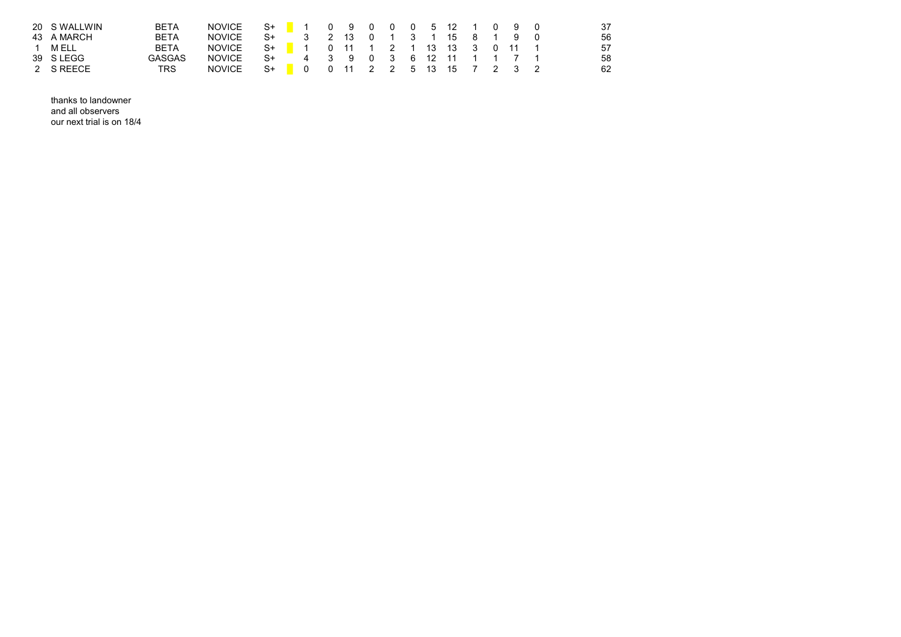| | | | | | | | | | | | | | | | | | | | | | |
|---|---|---|---|---|---|---|---|---|---|---|---|---|---|---|---|---|---|---|---|---|---|
| 20 | S WALLWIN | BETA | NOVICE | S+ | | 1 | 0 | 9 | 0 | 0 | 0 | 5 | 12 | 1 | 0 | 9 | 0 | 37 |
| 43 | A MARCH | BETA | NOVICE | S+ | | 3 | 2 | 13 | 0 | 1 | 3 | 1 | 15 | 8 | 1 | 9 | 0 | 56 |
| 1 | M ELL | BETA | NOVICE | S+ | | 1 | 0 | 11 | 1 | 2 | 1 | 13 | 13 | 3 | 0 | 11 | 1 | 57 |
| 39 | S LEGG | GASGAS | NOVICE | S+ | | 4 | 3 | 9 | 0 | 3 | 6 | 12 | 11 | 1 | 1 | 7 | 1 | 58 |
| 2 | S REECE | TRS | NOVICE | S+ | | 0 | 0 | 11 | 2 | 2 | 5 | 13 | 15 | 7 | 2 | 3 | 2 | 62 |

thanks to landowner
and all observers
our next trial is on 18/4